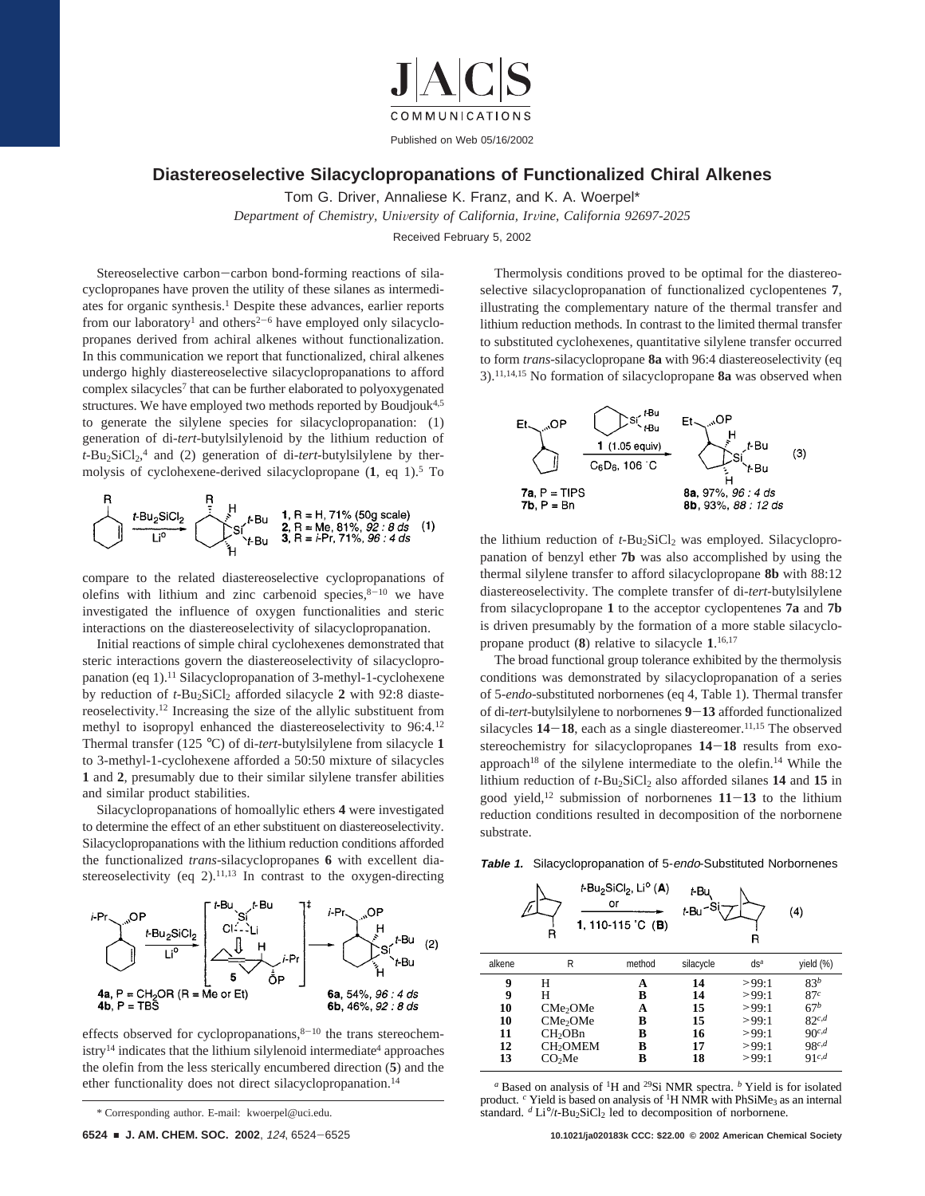# Diastereoselective Silacyclopropanations of Functionalized Chiral Alkenes

Tom G. Driver, Annaliese K. Franz, and K. A. Woerpel*

*Department of Chemistry, University of California, Irvine, California 92697-2025*

Received February 5, 2002

Stereoselective carbon–carbon bond-forming reactions of silacyclopropanes have proven the utility of these silanes as intermediates for organic synthesis.[1] Despite these advances, earlier reports from our laboratory[1] and others[2–6] have employed only silacyclopropanes derived from achiral alkenes without functionalization. In this communication we report that functionalized, chiral alkenes undergo highly diastereoselective silacyclopropanations to afford complex silacycles[7] that can be further elaborated to polyoxygenated structures. We have employed two methods reported by Boudjouk[4,5] to generate the silylene species for silacyclopropanation: (1) generation of di-*tert*-butylsilylenoid by the lithium reduction of $t$-$Bu_2SiCl_2$,[4] and (2) generation of di-*tert*-butylsilylene by thermolysis of cyclohexene-derived silacyclopropane (**1**, eq 1).[5] To

(1): cyclohexene (R) → $t$-$Bu_2SiCl_2$, Li° → silacyclopropane; **1**, R = H, 71% (50g scale); **2**, R = Me, 81%, *92 : 8 ds*; **3**, R = *i*-Pr, 71%, *96 : 4 ds*

compare to the related diastereoselective cyclopropanations of olefins with lithium and zinc carbenoid species,[8–10] we have investigated the influence of oxygen functionalities and steric interactions on the diastereoselectivity of silacyclopropanation.

Initial reactions of simple chiral cyclohexenes demonstrated that steric interactions govern the diastereoselectivity of silacyclopropanation (eq 1).[11] Silacyclopropanation of 3-methyl-1-cyclohexene by reduction of $t$-$Bu_2SiCl_2$ afforded silacycle **2** with 92:8 diastereoselectivity.[12] Increasing the size of the allylic substituent from methyl to isopropyl enhanced the diastereoselectivity to 96:4.[12] Thermal transfer (125 °C) of di-*tert*-butylsilylene from silacycle **1** to 3-methyl-1-cyclohexene afforded a 50:50 mixture of silacycles **1** and **2**, presumably due to their similar silylene transfer abilities and similar product stabilities.

Silacyclopropanations of homoallylic ethers **4** were investigated to determine the effect of an ether substituent on diastereoselectivity. Silacyclopropanations with the lithium reduction conditions afforded the functionalized *trans*-silacyclopropanes **6** with excellent diastereoselectivity (eq 2).[11,13] In contrast to the oxygen-directing

(2): **4a**, P = $CH_2OR$ (R = Me or Et); **4b**, P = TBS → $t$-$Bu_2SiCl_2$, Li° → [transition state **5**]$^‡$ → **6a**, 54%, *96 : 4 ds*; **6b**, 46%, *92 : 8 ds*

effects observed for cyclopropanations,[8–10] the trans stereochemistry[14] indicates that the lithium silylenoid intermediate[4] approaches the olefin from the less sterically encumbered direction (**5**) and the ether functionality does not direct silacyclopropanation.[14]

Thermolysis conditions proved to be optimal for the diastereoselective silacyclopropanation of functionalized cyclopentenes **7**, illustrating the complementary nature of the thermal transfer and lithium reduction methods. In contrast to the limited thermal transfer to substituted cyclohexenes, quantitative silylene transfer occurred to form *trans*-silacyclopropane **8a** with 96:4 diastereoselectivity (eq 3).[11,14,15] No formation of silacyclopropane **8a** was observed when

(3): **7a**, P = TIPS; **7b**, P = Bn → **1** (1.05 equiv), $C_6D_6$, 106 °C → **8a**, 97%, *96 : 4 ds*; **8b**, 93%, *88 : 12 ds*

the lithium reduction of $t$-$Bu_2SiCl_2$ was employed. Silacyclopropanation of benzyl ether **7b** was also accomplished by using the thermal silylene transfer to afford silacyclopropane **8b** with 88:12 diastereoselectivity. The complete transfer of di-*tert*-butylsilylene from silacyclopropane **1** to the acceptor cyclopentenes **7a** and **7b** is driven presumably by the formation of a more stable silacyclopropane product (**8**) relative to silacycle **1**.[16,17]

The broad functional group tolerance exhibited by the thermolysis conditions was demonstrated by silacyclopropanation of a series of 5-*endo*-substituted norbornenes (eq 4, Table 1). Thermal transfer of di-*tert*-butylsilylene to norbornenes **9**–**13** afforded functionalized silacycles **14**–**18**, each as a single diastereomer.[11,15] The observed stereochemistry for silacyclopropanes **14**–**18** results from exo-approach[18] of the silylene intermediate to the olefin.[14] While the lithium reduction of $t$-$Bu_2SiCl_2$ also afforded silanes **14** and **15** in good yield,[12] submission of norbornenes **11**–**13** to the lithium reduction conditions resulted in decomposition of the norbornene substrate.

**Table 1.** Silacyclopropanation of 5-*endo*-Substituted Norbornenes

(4): norbornene (R) → $t$-$Bu_2SiCl_2$, Li° (**A**) or **1**, 110-115 °C (**B**) → silacycle

| alkene | R | method | silacycle | ds[a] | yield (%) |
|---|---|---|---|---|---|
| **9** | H | **A** | **14** | >99:1 | 83[b] |
| **9** | H | **B** | **14** | >99:1 | 87[c] |
| **10** | $CMe_2OMe$ | **A** | **15** | >99:1 | 67[b] |
| **10** | $CMe_2OMe$ | **B** | **15** | >99:1 | 82[c,d] |
| **11** | $CH_2OBn$ | **B** | **16** | >99:1 | 90[c,d] |
| **12** | $CH_2OMEM$ | **B** | **17** | >99:1 | 98[c,d] |
| **13** | $CO_2Me$ | **B** | **18** | >99:1 | 91[c,d] |

[a] Based on analysis of $^1H$ and $^{29}Si$ NMR spectra. [b] Yield is for isolated product. [c] Yield is based on analysis of $^1H$ NMR with $PhSiMe_3$ as an internal standard. [d] Li°/$t$-$Bu_2SiCl_2$ led to decomposition of norbornene.

\* Corresponding author. E-mail: kwoerpel@uci.edu.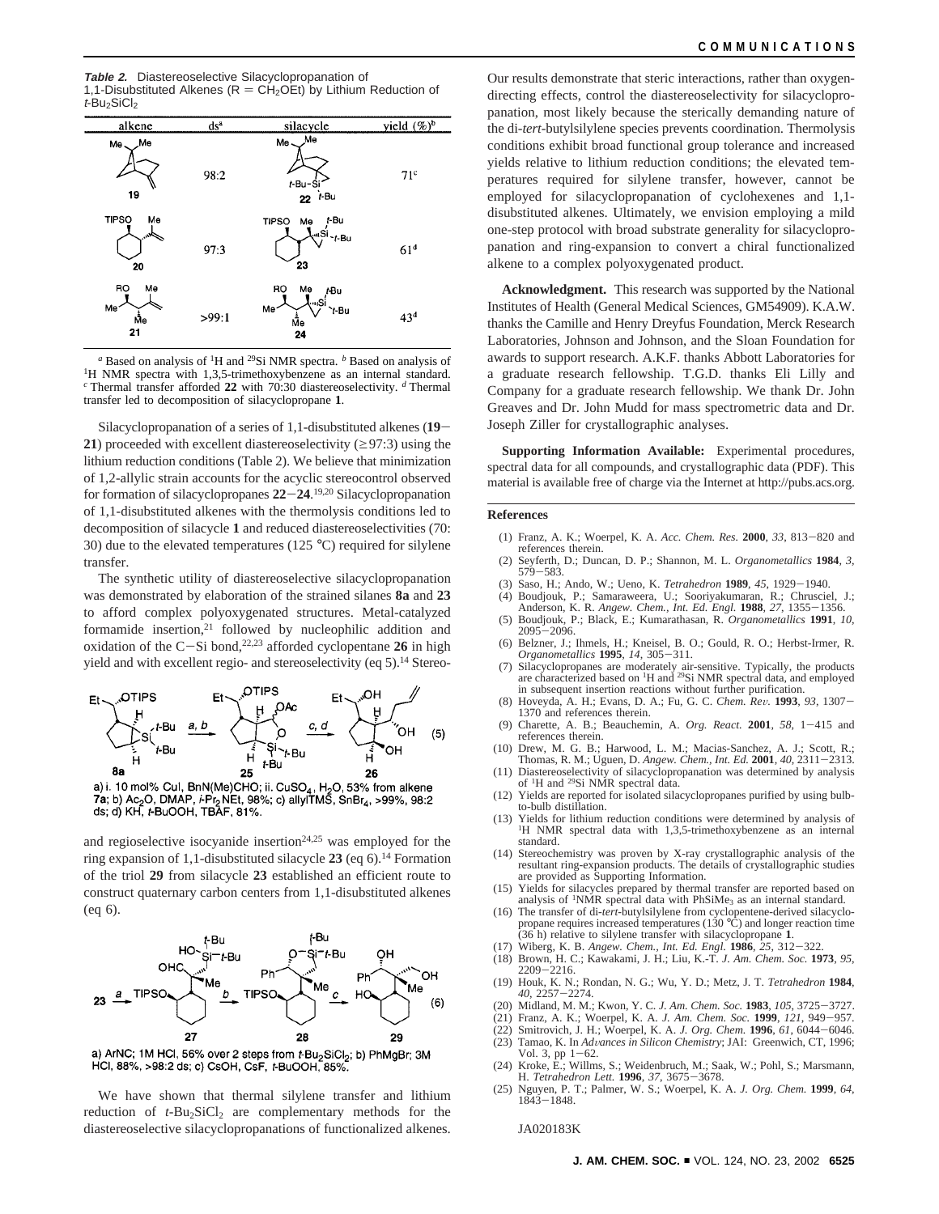**Table 2.** Diastereoselective Silacyclopropanation of 1,1-Disubstituted Alkenes (R = $CH_2OEt$) by Lithium Reduction of $t$-$Bu_2SiCl_2$

| alkene | ds[a] | silacycle | yield (%)[b] |
|---|---|---|---|
| 19 | 98:2 | 22 | 71[c] |
| 20 | 97:3 | 23 | 61[d] |
| 21 | >99:1 | 24 | 43[d] |

[a] Based on analysis of $^1$H and $^{29}$Si NMR spectra. [b] Based on analysis of $^1$H NMR spectra with 1,3,5-trimethoxybenzene as an internal standard. [c] Thermal transfer afforded **22** with 70:30 diastereoselectivity. [d] Thermal transfer led to decomposition of silacyclopropane **1**.

Silacyclopropanation of a series of 1,1-disubstituted alkenes (**19**–**21**) proceeded with excellent diastereoselectivity (≥97:3) using the lithium reduction conditions (Table 2). We believe that minimization of 1,2-allylic strain accounts for the acyclic stereocontrol observed for formation of silacyclopropanes **22**–**24**.[19,20] Silacyclopropanation of 1,1-disubstituted alkenes with the thermolysis conditions led to decomposition of silacycle **1** and reduced diastereoselectivities (70:30) due to the elevated temperatures (125 °C) required for silylene transfer.

The synthetic utility of diastereoselective silacyclopropanation was demonstrated by elaboration of the strained silanes **8a** and **23** to afford complex polyoxygenated structures. Metal-catalyzed formamide insertion,[21] followed by nucleophilic addition and oxidation of the C–Si bond,[22,23] afforded cyclopentane **26** in high yield and with excellent regio- and stereoselectivity (eq 5).[14] Stereo-

(5)

a) i. 10 mol% CuI, BnN(Me)CHO; ii. $CuSO_4$, $H_2O$, 53% from alkene **7a**; b) $Ac_2O$, DMAP, $i$-$Pr_2NEt$, 98%; c) allylTMS, $SnBr_4$, >99%, 98:2 ds; d) KH, $t$-BuOOH, TBAF, 81%.

and regioselective isocyanide insertion[24,25] was employed for the ring expansion of 1,1-disubstituted silacycle **23** (eq 6).[14] Formation of the triol **29** from silacycle **23** established an efficient route to construct quaternary carbon centers from 1,1-disubstituted alkenes (eq 6).

(6)

a) ArNC; 1M HCl, 56% over 2 steps from $t$-$Bu_2SiCl_2$; b) PhMgBr; 3M HCl, 88%, >98:2 ds; c) CsOH, CsF, $t$-BuOOH, 85%.

We have shown that thermal silylene transfer and lithium reduction of $t$-$Bu_2SiCl_2$ are complementary methods for the diastereoselective silacyclopropanations of functionalized alkenes. Our results demonstrate that steric interactions, rather than oxygen-directing effects, control the diastereoselectivity for silacyclopropanation, most likely because the sterically demanding nature of the di-*tert*-butylsilylene species prevents coordination. Thermolysis conditions exhibit broad functional group tolerance and increased yields relative to lithium reduction conditions; the elevated temperatures required for silylene transfer, however, cannot be employed for silacyclopropanation of cyclohexenes and 1,1-disubstituted alkenes. Ultimately, we envision employing a mild one-step protocol with broad substrate generality for silacyclopropanation and ring-expansion to convert a chiral functionalized alkene to a complex polyoxygenated product.

**Acknowledgment.** This research was supported by the National Institutes of Health (General Medical Sciences, GM54909). K.A.W. thanks the Camille and Henry Dreyfus Foundation, Merck Research Laboratories, Johnson and Johnson, and the Sloan Foundation for awards to support research. A.K.F. thanks Abbott Laboratories for a graduate research fellowship. T.G.D. thanks Eli Lilly and Company for a graduate research fellowship. We thank Dr. John Greaves and Dr. John Mudd for mass spectrometric data and Dr. Joseph Ziller for crystallographic analyses.

**Supporting Information Available:** Experimental procedures, spectral data for all compounds, and crystallographic data (PDF). This material is available free of charge via the Internet at http://pubs.acs.org.

## References

(1) Franz, A. K.; Woerpel, K. A. *Acc. Chem. Res.* **2000**, *33*, 813–820 and references therein.
(2) Seyferth, D.; Duncan, D. P.; Shannon, M. L. *Organometallics* **1984**, *3*, 579–583.
(3) Saso, H.; Ando, W.; Ueno, K. *Tetrahedron* **1989**, *45*, 1929–1940.
(4) Boudjouk, P.; Samaraweera, U.; Sooriyakumaran, R.; Chrusciel, J.; Anderson, K. R. *Angew. Chem., Int. Ed. Engl.* **1988**, *27*, 1355–1356.
(5) Boudjouk, P.; Black, E.; Kumarathasan, R. *Organometallics* **1991**, *10*, 2095–2096.
(6) Belzner, J.; Ihmels, H.; Kneisel, B. O.; Gould, R. O.; Herbst-Irmer, R. *Organometallics* **1995**, *14*, 305–311.
(7) Silacyclopropanes are moderately air-sensitive. Typically, the products are characterized based on $^1$H and $^{29}$Si NMR spectral data, and employed in subsequent insertion reactions without further purification.
(8) Hoveyda, A. H.; Evans, D. A.; Fu, G. C. *Chem. Rev.* **1993**, *93*, 1307–1370 and references therein.
(9) Charette, A. B.; Beauchemin, A. *Org. React.* **2001**, *58*, 1–415 and references therein.
(10) Drew, M. G. B.; Harwood, L. M.; Macias-Sanchez, A. J.; Scott, R.; Thomas, R. M.; Uguen, D. *Angew. Chem., Int. Ed.* **2001**, *40*, 2311–2313.
(11) Diastereoselectivity of silacyclopropanation was determined by analysis of $^1$H and $^{29}$Si NMR spectral data.
(12) Yields are reported for isolated silacyclopropanes purified by using bulb-to-bulb distillation.
(13) Yields for lithium reduction conditions were determined by analysis of $^1$H NMR spectral data with 1,3,5-trimethoxybenzene as an internal standard.
(14) Stereochemistry was proven by X-ray crystallographic analysis of the resultant ring-expansion products. The details of crystallographic studies are provided as Supporting Information.
(15) Yields for silacycles prepared by thermal transfer are reported based on analysis of $^1$NMR spectral data with $PhSiMe_3$ as an internal standard.
(16) The transfer of di-*tert*-butylsilylene from cyclopentene-derived silacyclopropane requires increased temperatures (130 °C) and longer reaction time (36 h) relative to silylene transfer with silacyclopropane **1**.
(17) Wiberg, K. B. *Angew. Chem., Int. Ed. Engl.* **1986**, *25*, 312–322.
(18) Brown, H. C.; Kawakami, J. H.; Liu, K.-T. *J. Am. Chem. Soc.* **1973**, *95*, 2209–2216.
(19) Houk, K. N.; Rondan, N. G.; Wu, Y. D.; Metz, J. T. *Tetrahedron* **1984**, *40*, 2257–2274.
(20) Midland, M. M.; Kwon, Y. C. *J. Am. Chem. Soc.* **1983**, *105*, 3725–3727.
(21) Franz, A. K.; Woerpel, K. A. *J. Am. Chem. Soc.* **1999**, *121*, 949–957.
(22) Smitrovich, J. H.; Woerpel, K. A. *J. Org. Chem.* **1996**, *61*, 6044–6046.
(23) Tamao, K. In *Advances in Silicon Chemistry*; JAI: Greenwich, CT, 1996; Vol. 3, pp 1–62.
(24) Kroke, E.; Willms, S.; Weidenbruch, M.; Saak, W.; Pohl, S.; Marsmann, H. *Tetrahedron Lett.* **1996**, *37*, 3675–3678.
(25) Nguyen, P. T.; Palmer, W. S.; Woerpel, K. A. *J. Org. Chem.* **1999**, *64*, 1843–1848.

JA020183K